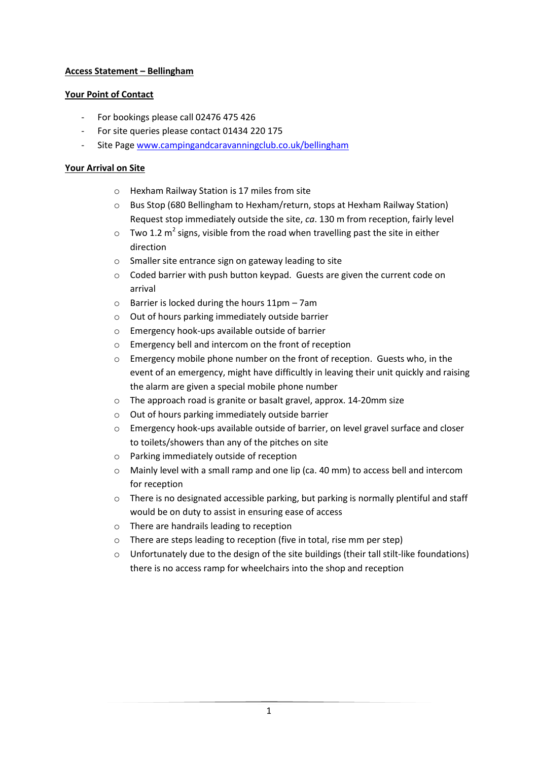**Access Statement – Bellingham**

**Your Point of Contact**

- For bookings please call 02476 475 426
- For site queries please contact 01434 220 175
- Site Page [www.campingandcaravanningclub.co.uk/bellingham](http://www.campingandcaravanningclub.co.uk/bellingham)

**Your Arrival on Site**

- Hexham Railway Station is 17 miles from site
- Bus Stop (680 Bellingham to Hexham/return, stops at Hexham Railway Station) Request stop immediately outside the site, *ca*. 130 m from reception, fairly level
- Two 1.2 $m^2$ signs, visible from the road when travelling past the site in either direction
- Smaller site entrance sign on gateway leading to site
- Coded barrier with push button keypad. Guests are given the current code on arrival
- Barrier is locked during the hours 11pm – 7am
- Out of hours parking immediately outside barrier
- Emergency hook-ups available outside of barrier
- Emergency bell and intercom on the front of reception
- Emergency mobile phone number on the front of reception. Guests who, in the event of an emergency, might have difficultly in leaving their unit quickly and raising the alarm are given a special mobile phone number
- The approach road is granite or basalt gravel, approx. 14-20mm size
- Out of hours parking immediately outside barrier
- Emergency hook-ups available outside of barrier, on level gravel surface and closer to toilets/showers than any of the pitches on site
- Parking immediately outside of reception
- Mainly level with a small ramp and one lip (ca. 40 mm) to access bell and intercom for reception
- There is no designated accessible parking, but parking is normally plentiful and staff would be on duty to assist in ensuring ease of access
- There are handrails leading to reception
- There are steps leading to reception (five in total, rise mm per step)
- Unfortunately due to the design of the site buildings (their tall stilt-like foundations) there is no access ramp for wheelchairs into the shop and reception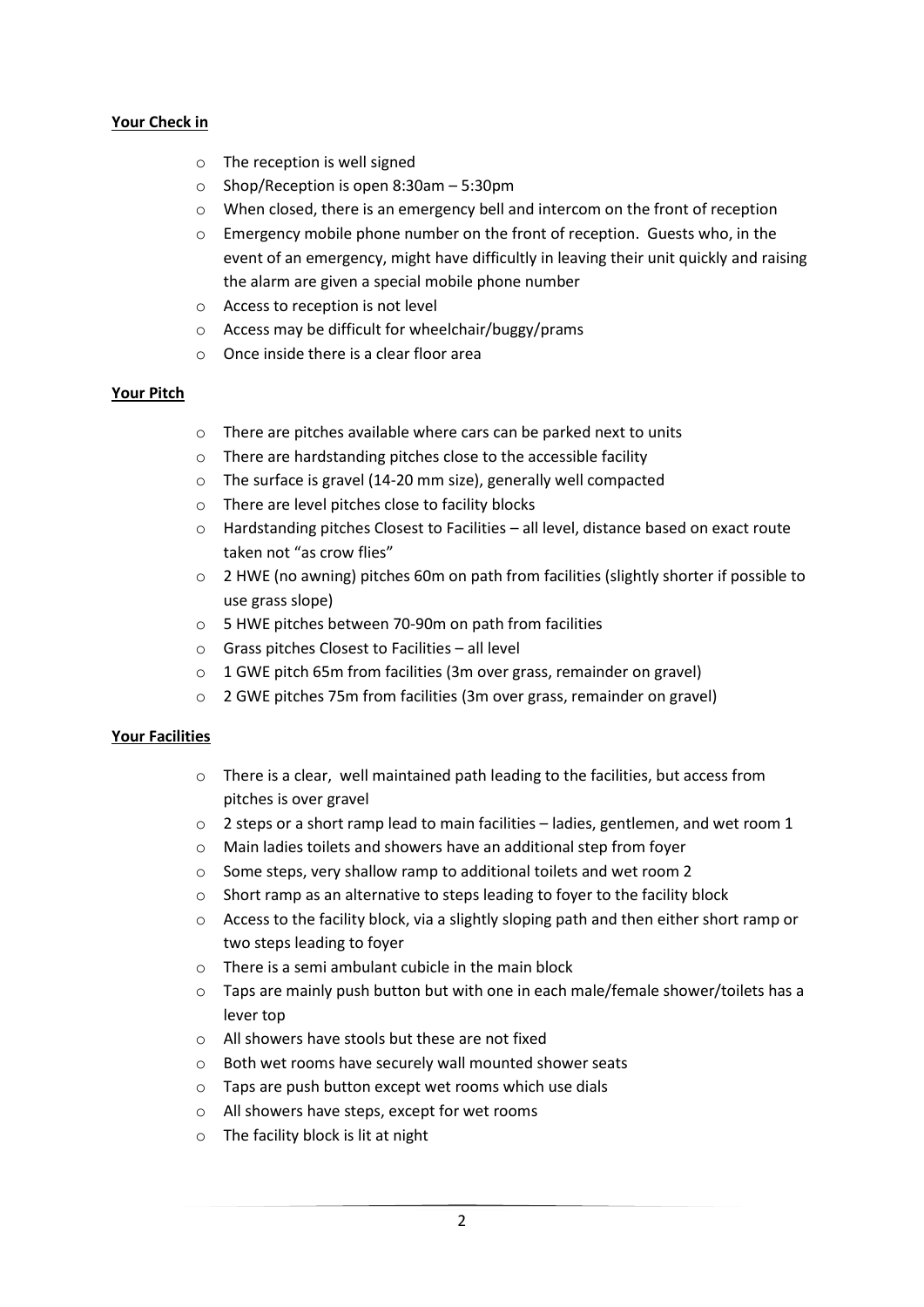**Your Check in**

- The reception is well signed
- Shop/Reception is open 8:30am – 5:30pm
- When closed, there is an emergency bell and intercom on the front of reception
- Emergency mobile phone number on the front of reception. Guests who, in the event of an emergency, might have difficultly in leaving their unit quickly and raising the alarm are given a special mobile phone number
- Access to reception is not level
- Access may be difficult for wheelchair/buggy/prams
- Once inside there is a clear floor area

**Your Pitch**

- There are pitches available where cars can be parked next to units
- There are hardstanding pitches close to the accessible facility
- The surface is gravel (14-20 mm size), generally well compacted
- There are level pitches close to facility blocks
- Hardstanding pitches Closest to Facilities – all level, distance based on exact route taken not "as crow flies"
- 2 HWE (no awning) pitches 60m on path from facilities (slightly shorter if possible to use grass slope)
- 5 HWE pitches between 70-90m on path from facilities
- Grass pitches Closest to Facilities – all level
- 1 GWE pitch 65m from facilities (3m over grass, remainder on gravel)
- 2 GWE pitches 75m from facilities (3m over grass, remainder on gravel)

**Your Facilities**

- There is a clear, well maintained path leading to the facilities, but access from pitches is over gravel
- 2 steps or a short ramp lead to main facilities – ladies, gentlemen, and wet room 1
- Main ladies toilets and showers have an additional step from foyer
- Some steps, very shallow ramp to additional toilets and wet room 2
- Short ramp as an alternative to steps leading to foyer to the facility block
- Access to the facility block, via a slightly sloping path and then either short ramp or two steps leading to foyer
- There is a semi ambulant cubicle in the main block
- Taps are mainly push button but with one in each male/female shower/toilets has a lever top
- All showers have stools but these are not fixed
- Both wet rooms have securely wall mounted shower seats
- Taps are push button except wet rooms which use dials
- All showers have steps, except for wet rooms
- The facility block is lit at night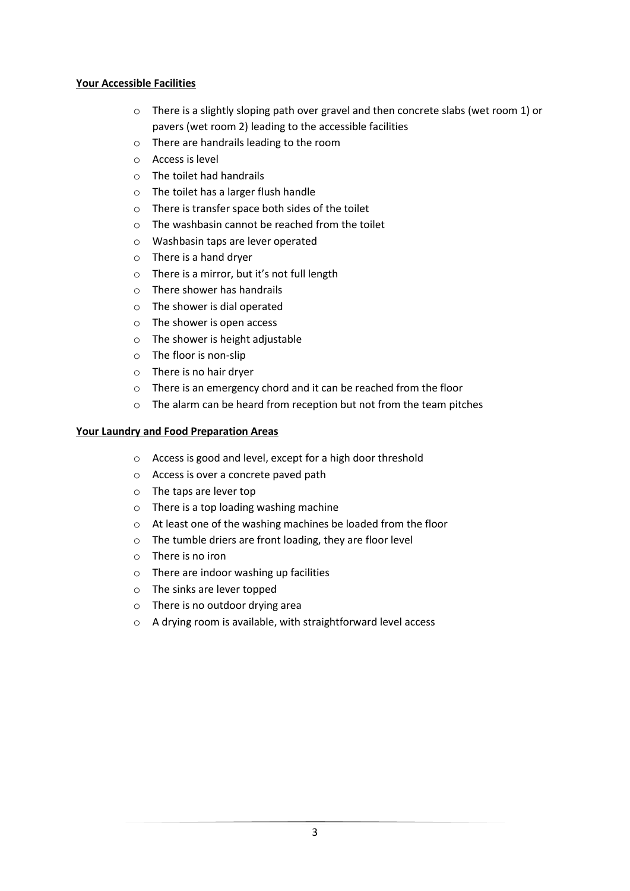**Your Accessible Facilities**

- There is a slightly sloping path over gravel and then concrete slabs (wet room 1) or pavers (wet room 2) leading to the accessible facilities
- There are handrails leading to the room
- Access is level
- The toilet had handrails
- The toilet has a larger flush handle
- There is transfer space both sides of the toilet
- The washbasin cannot be reached from the toilet
- Washbasin taps are lever operated
- There is a hand dryer
- There is a mirror, but it's not full length
- There shower has handrails
- The shower is dial operated
- The shower is open access
- The shower is height adjustable
- The floor is non-slip
- There is no hair dryer
- There is an emergency chord and it can be reached from the floor
- The alarm can be heard from reception but not from the team pitches

**Your Laundry and Food Preparation Areas**

- Access is good and level, except for a high door threshold
- Access is over a concrete paved path
- The taps are lever top
- There is a top loading washing machine
- At least one of the washing machines be loaded from the floor
- The tumble driers are front loading, they are floor level
- There is no iron
- There are indoor washing up facilities
- The sinks are lever topped
- There is no outdoor drying area
- A drying room is available, with straightforward level access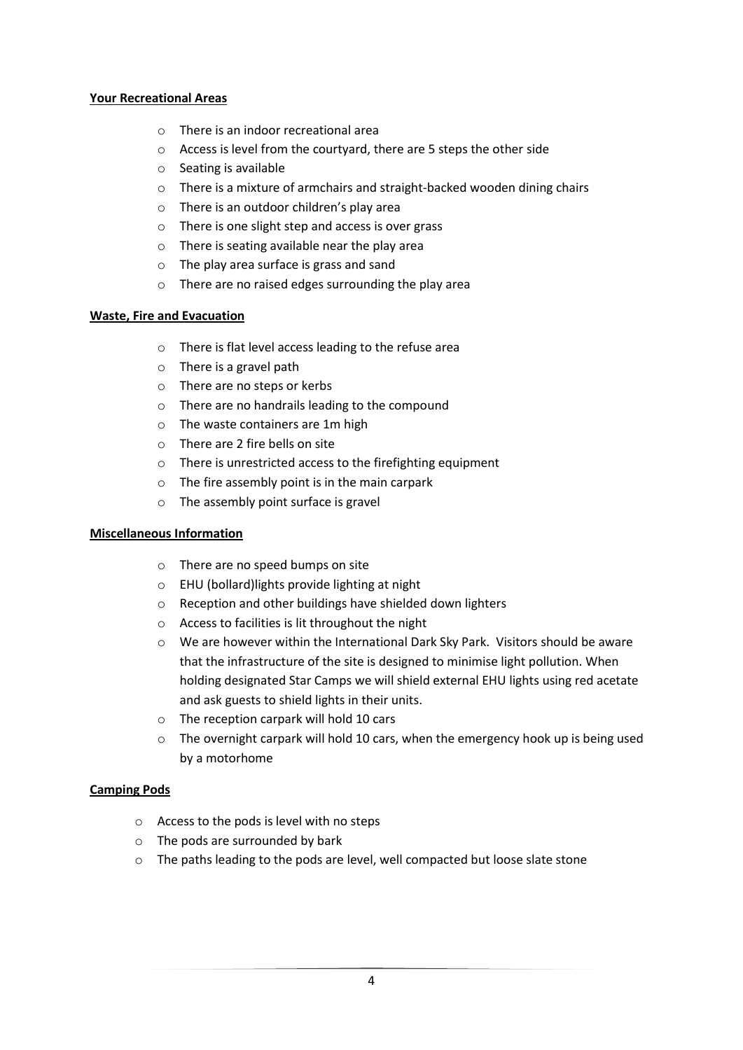**Your Recreational Areas**

- There is an indoor recreational area
- Access is level from the courtyard, there are 5 steps the other side
- Seating is available
- There is a mixture of armchairs and straight-backed wooden dining chairs
- There is an outdoor children's play area
- There is one slight step and access is over grass
- There is seating available near the play area
- The play area surface is grass and sand
- There are no raised edges surrounding the play area

**Waste, Fire and Evacuation**

- There is flat level access leading to the refuse area
- There is a gravel path
- There are no steps or kerbs
- There are no handrails leading to the compound
- The waste containers are 1m high
- There are 2 fire bells on site
- There is unrestricted access to the firefighting equipment
- The fire assembly point is in the main carpark
- The assembly point surface is gravel

**Miscellaneous Information**

- There are no speed bumps on site
- EHU (bollard)lights provide lighting at night
- Reception and other buildings have shielded down lighters
- Access to facilities is lit throughout the night
- We are however within the International Dark Sky Park. Visitors should be aware that the infrastructure of the site is designed to minimise light pollution. When holding designated Star Camps we will shield external EHU lights using red acetate and ask guests to shield lights in their units.
- The reception carpark will hold 10 cars
- The overnight carpark will hold 10 cars, when the emergency hook up is being used by a motorhome

**Camping Pods**

- Access to the pods is level with no steps
- The pods are surrounded by bark
- The paths leading to the pods are level, well compacted but loose slate stone